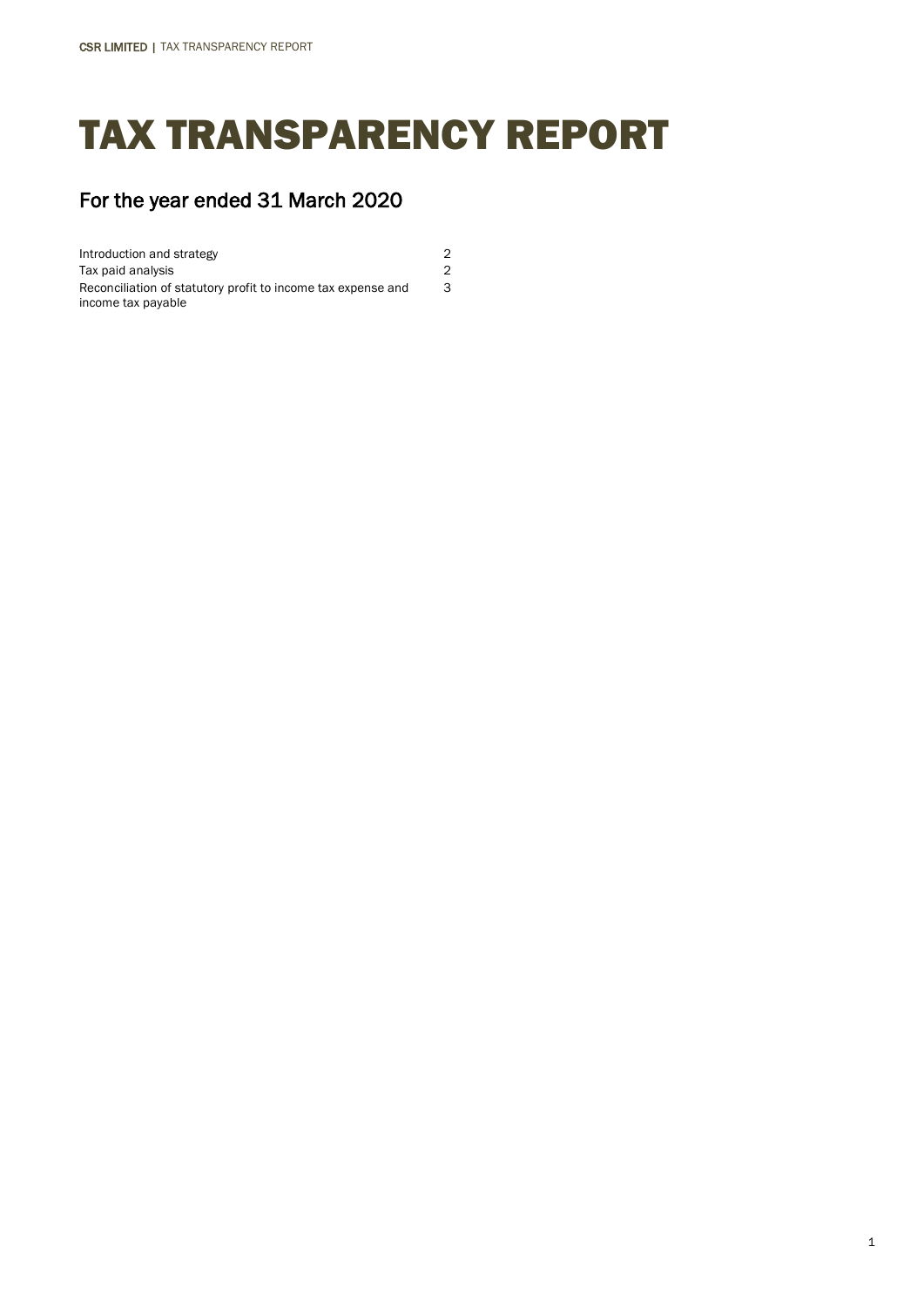# TAX TRANSPARENCY REPORT

## For the year ended 31 March 2020

| | |
|---|---|
| Introduction and strategy | 2 |
| Tax paid analysis | 2 |
| Reconciliation of statutory profit to income tax expense and income tax payable | 3 |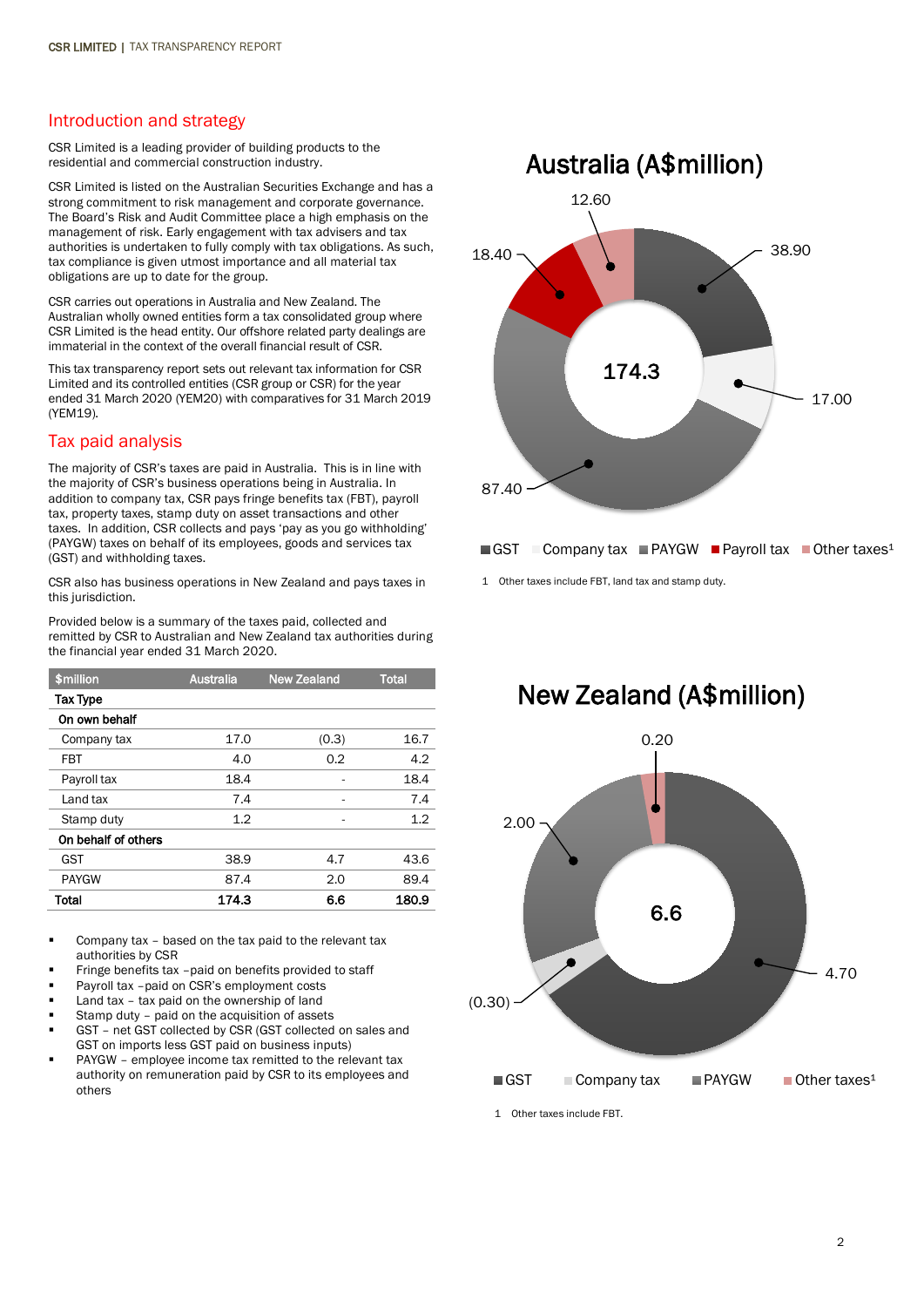## Introduction and strategy

CSR Limited is a leading provider of building products to the residential and commercial construction industry.

CSR Limited is listed on the Australian Securities Exchange and has a strong commitment to risk management and corporate governance. The Board's Risk and Audit Committee place a high emphasis on the management of risk. Early engagement with tax advisers and tax authorities is undertaken to fully comply with tax obligations. As such, tax compliance is given utmost importance and all material tax obligations are up to date for the group.

CSR carries out operations in Australia and New Zealand. The Australian wholly owned entities form a tax consolidated group where CSR Limited is the head entity. Our offshore related party dealings are immaterial in the context of the overall financial result of CSR.

This tax transparency report sets out relevant tax information for CSR Limited and its controlled entities (CSR group or CSR) for the year ended 31 March 2020 (YEM20) with comparatives for 31 March 2019 (YEM19).

## Tax paid analysis

The majority of CSR's taxes are paid in Australia. This is in line with the majority of CSR's business operations being in Australia. In addition to company tax, CSR pays fringe benefits tax (FBT), payroll tax, property taxes, stamp duty on asset transactions and other taxes. In addition, CSR collects and pays 'pay as you go withholding' (PAYGW) taxes on behalf of its employees, goods and services tax (GST) and withholding taxes.

CSR also has business operations in New Zealand and pays taxes in this jurisdiction.

Provided below is a summary of the taxes paid, collected and remitted by CSR to Australian and New Zealand tax authorities during the financial year ended 31 March 2020.

| $million | Australia | New Zealand | Total |
|---|---|---|---|
| **Tax Type** | | | |
| **On own behalf** | | | |
| Company tax | 17.0 | (0.3) | 16.7 |
| FBT | 4.0 | 0.2 | 4.2 |
| Payroll tax | 18.4 | - | 18.4 |
| Land tax | 7.4 | - | 7.4 |
| Stamp duty | 1.2 | - | 1.2 |
| **On behalf of others** | | | |
| GST | 38.9 | 4.7 | 43.6 |
| PAYGW | 87.4 | 2.0 | 89.4 |
| **Total** | **174.3** | **6.6** | **180.9** |

- Company tax – based on the tax paid to the relevant tax authorities by CSR
- Fringe benefits tax –paid on benefits provided to staff
- Payroll tax –paid on CSR's employment costs
- Land tax – tax paid on the ownership of land
- Stamp duty – paid on the acquisition of assets
- GST – net GST collected by CSR (GST collected on sales and GST on imports less GST paid on business inputs)
- PAYGW – employee income tax remitted to the relevant tax authority on remuneration paid by CSR to its employees and others

**Australia (A$million)**

174.3

38.90
17.00
87.40
18.40
12.60

GST | Company tax | PAYGW | Payroll tax | Other taxes[1]

1 Other taxes include FBT, land tax and stamp duty.

**New Zealand (A$million)**

6.6

4.70
(0.30)
2.00
0.20

GST | Company tax | PAYGW | Other taxes[1]

1 Other taxes include FBT.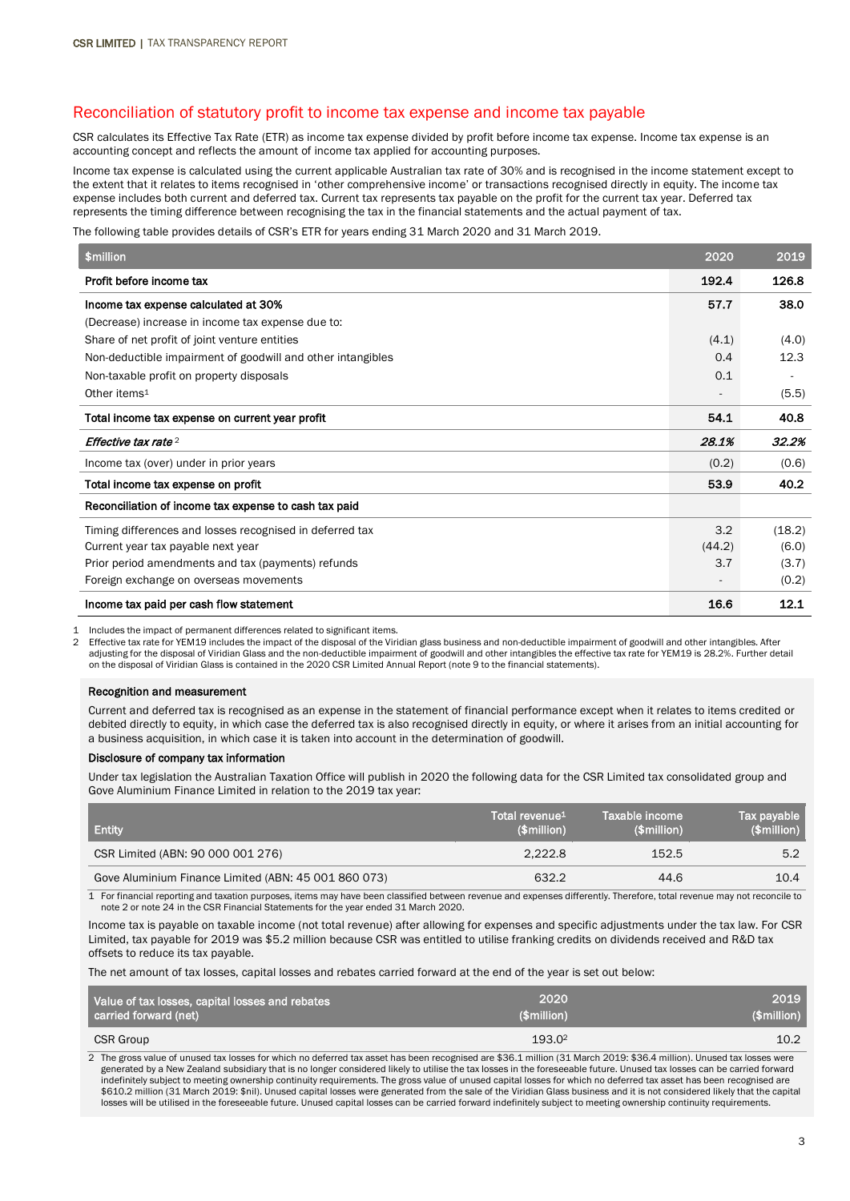## Reconciliation of statutory profit to income tax expense and income tax payable

CSR calculates its Effective Tax Rate (ETR) as income tax expense divided by profit before income tax expense. Income tax expense is an accounting concept and reflects the amount of income tax applied for accounting purposes.

Income tax expense is calculated using the current applicable Australian tax rate of 30% and is recognised in the income statement except to the extent that it relates to items recognised in 'other comprehensive income' or transactions recognised directly in equity. The income tax expense includes both current and deferred tax. Current tax represents tax payable on the profit for the current tax year. Deferred tax represents the timing difference between recognising the tax in the financial statements and the actual payment of tax.

The following table provides details of CSR's ETR for years ending 31 March 2020 and 31 March 2019.

| $million | 2020 | 2019 |
|---|---|---|
| **Profit before income tax** | **192.4** | **126.8** |
| **Income tax expense calculated at 30%** | **57.7** | **38.0** |
| (Decrease) increase in income tax expense due to: | | |
| Share of net profit of joint venture entities | (4.1) | (4.0) |
| Non-deductible impairment of goodwill and other intangibles | 0.4 | 12.3 |
| Non-taxable profit on property disposals | 0.1 | - |
| Other items[1] | - | (5.5) |
| **Total income tax expense on current year profit** | **54.1** | **40.8** |
| ***Effective tax rate*** [2] | ***28.1%*** | ***32.2%*** |
| Income tax (over) under in prior years | (0.2) | (0.6) |
| **Total income tax expense on profit** | **53.9** | **40.2** |
| **Reconciliation of income tax expense to cash tax paid** | | |
| Timing differences and losses recognised in deferred tax | 3.2 | (18.2) |
| Current year tax payable next year | (44.2) | (6.0) |
| Prior period amendments and tax (payments) refunds | 3.7 | (3.7) |
| Foreign exchange on overseas movements | - | (0.2) |
| **Income tax paid per cash flow statement** | **16.6** | **12.1** |

1 Includes the impact of permanent differences related to significant items.
2 Effective tax rate for YEM19 includes the impact of the disposal of the Viridian glass business and non-deductible impairment of goodwill and other intangibles. After adjusting for the disposal of Viridian Glass and the non-deductible impairment of goodwill and other intangibles the effective tax rate for YEM19 is 28.2%. Further detail on the disposal of Viridian Glass is contained in the 2020 CSR Limited Annual Report (note 9 to the financial statements).

**Recognition and measurement**

Current and deferred tax is recognised as an expense in the statement of financial performance except when it relates to items credited or debited directly to equity, in which case the deferred tax is also recognised directly in equity, or where it arises from an initial accounting for a business acquisition, in which case it is taken into account in the determination of goodwill.

**Disclosure of company tax information**

Under tax legislation the Australian Taxation Office will publish in 2020 the following data for the CSR Limited tax consolidated group and Gove Aluminium Finance Limited in relation to the 2019 tax year:

| Entity | Total revenue[1] ($million) | Taxable income ($million) | Tax payable ($million) |
|---|---|---|---|
| CSR Limited (ABN: 90 000 001 276) | 2,222.8 | 152.5 | 5.2 |
| Gove Aluminium Finance Limited (ABN: 45 001 860 073) | 632.2 | 44.6 | 10.4 |

1 For financial reporting and taxation purposes, items may have been classified between revenue and expenses differently. Therefore, total revenue may not reconcile to note 2 or note 24 in the CSR Financial Statements for the year ended 31 March 2020.

Income tax is payable on taxable income (not total revenue) after allowing for expenses and specific adjustments under the tax law. For CSR Limited, tax payable for 2019 was $5.2 million because CSR was entitled to utilise franking credits on dividends received and R&D tax offsets to reduce its tax payable.

The net amount of tax losses, capital losses and rebates carried forward at the end of the year is set out below:

| Value of tax losses, capital losses and rebates carried forward (net) | 2020 ($million) | 2019 ($million) |
|---|---|---|
| CSR Group | 193.0[2] | 10.2 |

2 The gross value of unused tax losses for which no deferred tax asset has been recognised are $36.1 million (31 March 2019: $36.4 million). Unused tax losses were generated by a New Zealand subsidiary that is no longer considered likely to utilise the tax losses in the foreseeable future. Unused tax losses can be carried forward indefinitely subject to meeting ownership continuity requirements. The gross value of unused capital losses for which no deferred tax asset has been recognised are $610.2 million (31 March 2019: $nil). Unused capital losses were generated from the sale of the Viridian Glass business and it is not considered likely that the capital losses will be utilised in the foreseeable future. Unused capital losses can be carried forward indefinitely subject to meeting ownership continuity requirements.